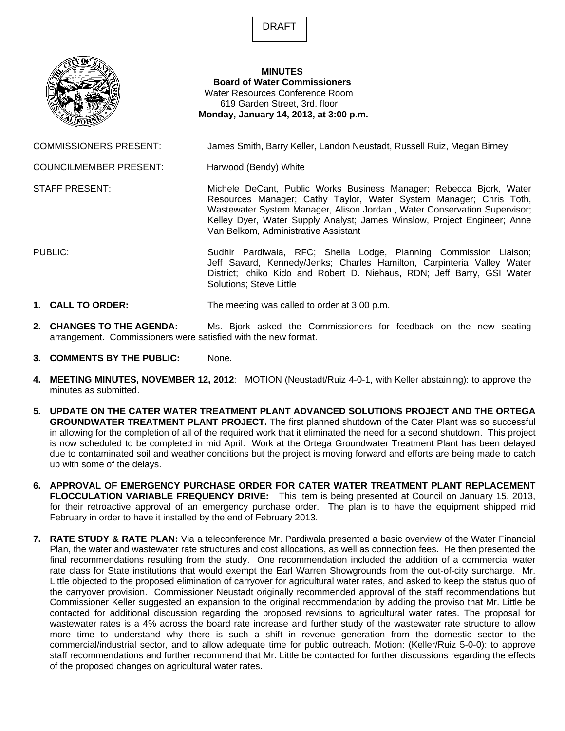DRAFT

**MINUTES**
**Board of Water Commissioners**
Water Resources Conference Room
619 Garden Street, 3rd. floor
**Monday, January 14, 2013, at 3:00 p.m.**

COMMISSIONERS PRESENT: James Smith, Barry Keller, Landon Neustadt, Russell Ruiz, Megan Birney

COUNCILMEMBER PRESENT: Harwood (Bendy) White

STAFF PRESENT: Michele DeCant, Public Works Business Manager; Rebecca Bjork, Water Resources Manager; Cathy Taylor, Water System Manager; Chris Toth, Wastewater System Manager, Alison Jordan , Water Conservation Supervisor; Kelley Dyer, Water Supply Analyst; James Winslow, Project Engineer; Anne Van Belkom, Administrative Assistant

PUBLIC: Sudhir Pardiwala, RFC; Sheila Lodge, Planning Commission Liaison; Jeff Savard, Kennedy/Jenks; Charles Hamilton, Carpinteria Valley Water District; Ichiko Kido and Robert D. Niehaus, RDN; Jeff Barry, GSI Water Solutions; Steve Little

1. **CALL TO ORDER:** The meeting was called to order at 3:00 p.m.

2. **CHANGES TO THE AGENDA:** Ms. Bjork asked the Commissioners for feedback on the new seating arrangement. Commissioners were satisfied with the new format.

3. **COMMENTS BY THE PUBLIC:** None.

4. **MEETING MINUTES, NOVEMBER 12, 2012**: MOTION (Neustadt/Ruiz 4-0-1, with Keller abstaining): to approve the minutes as submitted.

5. **UPDATE ON THE CATER WATER TREATMENT PLANT ADVANCED SOLUTIONS PROJECT AND THE ORTEGA GROUNDWATER TREATMENT PLANT PROJECT.** The first planned shutdown of the Cater Plant was so successful in allowing for the completion of all of the required work that it eliminated the need for a second shutdown. This project is now scheduled to be completed in mid April. Work at the Ortega Groundwater Treatment Plant has been delayed due to contaminated soil and weather conditions but the project is moving forward and efforts are being made to catch up with some of the delays.

6. **APPROVAL OF EMERGENCY PURCHASE ORDER FOR CATER WATER TREATMENT PLANT REPLACEMENT FLOCCULATION VARIABLE FREQUENCY DRIVE:** This item is being presented at Council on January 15, 2013, for their retroactive approval of an emergency purchase order. The plan is to have the equipment shipped mid February in order to have it installed by the end of February 2013.

7. **RATE STUDY & RATE PLAN:** Via a teleconference Mr. Pardiwala presented a basic overview of the Water Financial Plan, the water and wastewater rate structures and cost allocations, as well as connection fees. He then presented the final recommendations resulting from the study. One recommendation included the addition of a commercial water rate class for State institutions that would exempt the Earl Warren Showgrounds from the out-of-city surcharge. Mr. Little objected to the proposed elimination of carryover for agricultural water rates, and asked to keep the status quo of the carryover provision. Commissioner Neustadt originally recommended approval of the staff recommendations but Commissioner Keller suggested an expansion to the original recommendation by adding the proviso that Mr. Little be contacted for additional discussion regarding the proposed revisions to agricultural water rates. The proposal for wastewater rates is a 4% across the board rate increase and further study of the wastewater rate structure to allow more time to understand why there is such a shift in revenue generation from the domestic sector to the commercial/industrial sector, and to allow adequate time for public outreach. Motion: (Keller/Ruiz 5-0-0): to approve staff recommendations and further recommend that Mr. Little be contacted for further discussions regarding the effects of the proposed changes on agricultural water rates.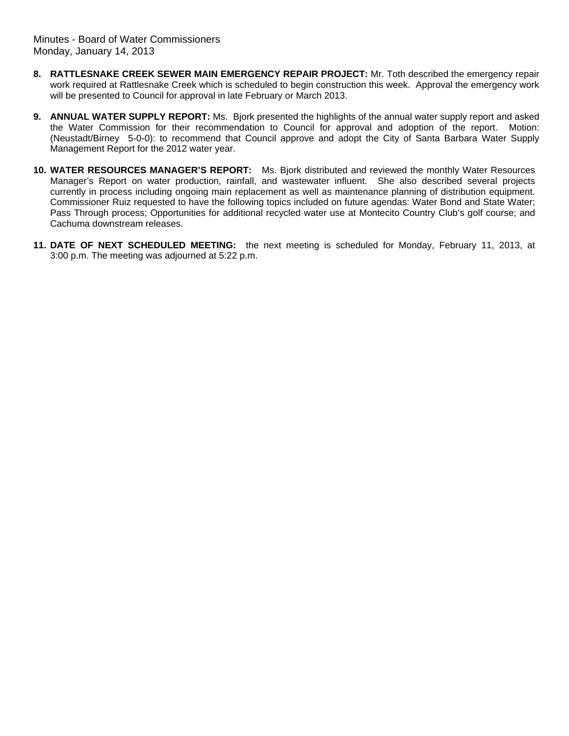8. **RATTLESNAKE CREEK SEWER MAIN EMERGENCY REPAIR PROJECT:** Mr. Toth described the emergency repair work required at Rattlesnake Creek which is scheduled to begin construction this week. Approval the emergency work will be presented to Council for approval in late February or March 2013.

9. **ANNUAL WATER SUPPLY REPORT:** Ms. Bjork presented the highlights of the annual water supply report and asked the Water Commission for their recommendation to Council for approval and adoption of the report. Motion: (Neustadt/Birney 5-0-0): to recommend that Council approve and adopt the City of Santa Barbara Water Supply Management Report for the 2012 water year.

10. **WATER RESOURCES MANAGER'S REPORT:** Ms. Bjork distributed and reviewed the monthly Water Resources Manager's Report on water production, rainfall, and wastewater influent. She also described several projects currently in process including ongoing main replacement as well as maintenance planning of distribution equipment. Commissioner Ruiz requested to have the following topics included on future agendas: Water Bond and State Water; Pass Through process; Opportunities for additional recycled water use at Montecito Country Club's golf course; and Cachuma downstream releases.

11. **DATE OF NEXT SCHEDULED MEETING:** the next meeting is scheduled for Monday, February 11, 2013, at 3:00 p.m. The meeting was adjourned at 5:22 p.m.